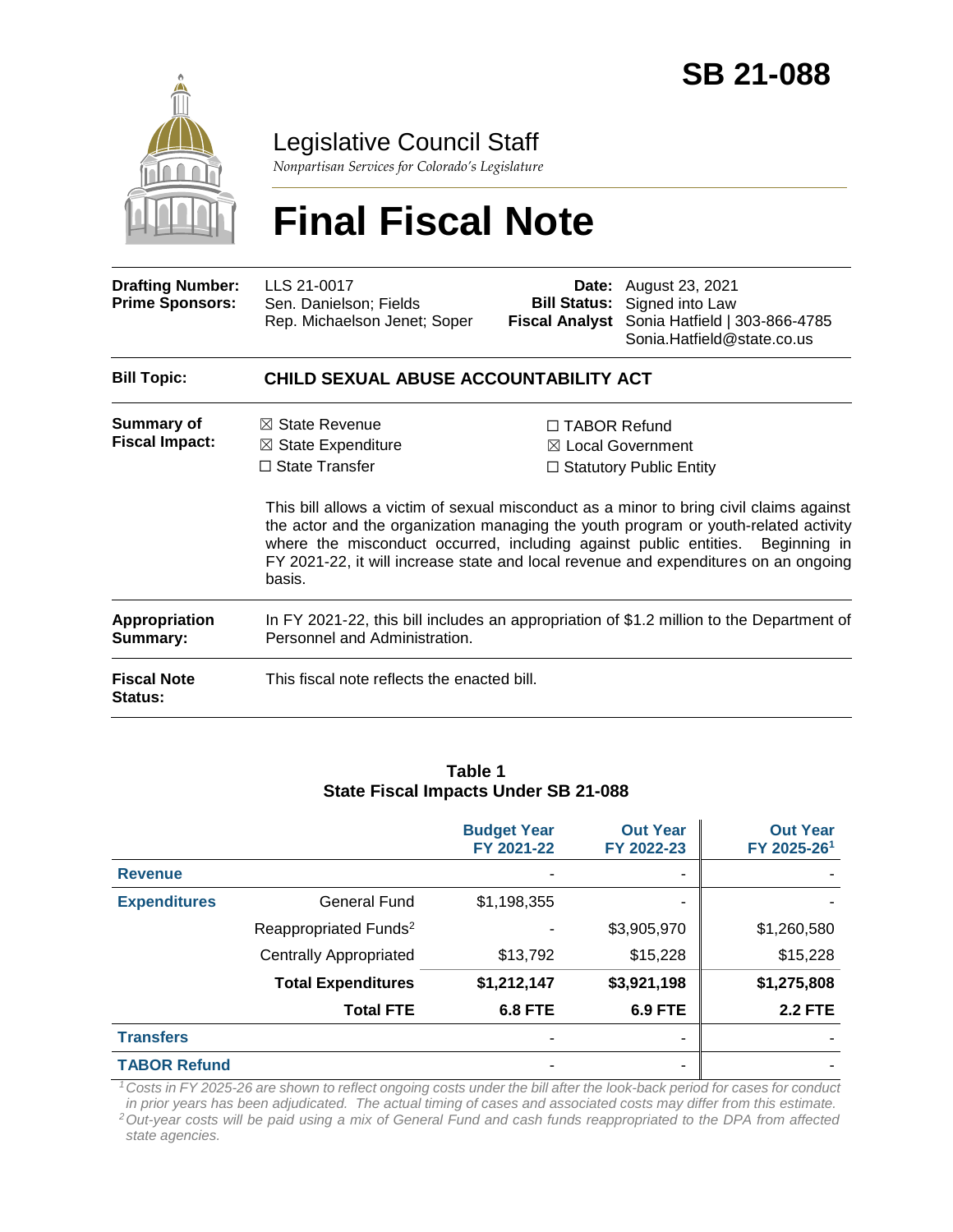# SB 21-088

## Legislative Council Staff

*Nonpartisan Services for Colorado's Legislature*

# Final Fiscal Note

| | | | |
|---|---|---|---|
| **Drafting Number:** | LLS 21-0017 | **Date:** | August 23, 2021 |
| **Prime Sponsors:** | Sen. Danielson; Fields<br>Rep. Michaelson Jenet; Soper | **Bill Status:** | Signed into Law |
| | | **Fiscal Analyst** | Sonia Hatfield \| 303-866-4785<br>Sonia.Hatfield@state.co.us |

**Bill Topic:** **CHILD SEXUAL ABUSE ACCOUNTABILITY ACT**

**Summary of Fiscal Impact:**

☒ State Revenue
☒ State Expenditure
☐ State Transfer
☐ TABOR Refund
☒ Local Government
☐ Statutory Public Entity

This bill allows a victim of sexual misconduct as a minor to bring civil claims against the actor and the organization managing the youth program or youth-related activity where the misconduct occurred, including against public entities. Beginning in FY 2021-22, it will increase state and local revenue and expenditures on an ongoing basis.

**Appropriation Summary:** In FY 2021-22, this bill includes an appropriation of $1.2 million to the Department of Personnel and Administration.

**Fiscal Note Status:** This fiscal note reflects the enacted bill.

**Table 1**
**State Fiscal Impacts Under SB 21-088**

| | | Budget Year FY 2021-22 | Out Year FY 2022-23 | Out Year FY 2025-26[1] |
|---|---|---|---|---|
| **Revenue** | | - | - | - |
| **Expenditures** | General Fund | $1,198,355 | - | - |
| | Reappropriated Funds[2] | - | $3,905,970 | $1,260,580 |
| | Centrally Appropriated | $13,792 | $15,228 | $15,228 |
| | **Total Expenditures** | **$1,212,147** | **$3,921,198** | **$1,275,808** |
| | **Total FTE** | **6.8 FTE** | **6.9 FTE** | **2.2 FTE** |
| **Transfers** | | - | - | - |
| **TABOR Refund** | | - | - | - |

*[1] Costs in FY 2025-26 are shown to reflect ongoing costs under the bill after the look-back period for cases for conduct in prior years has been adjudicated. The actual timing of cases and associated costs may differ from this estimate.*
*[2] Out-year costs will be paid using a mix of General Fund and cash funds reappropriated to the DPA from affected state agencies.*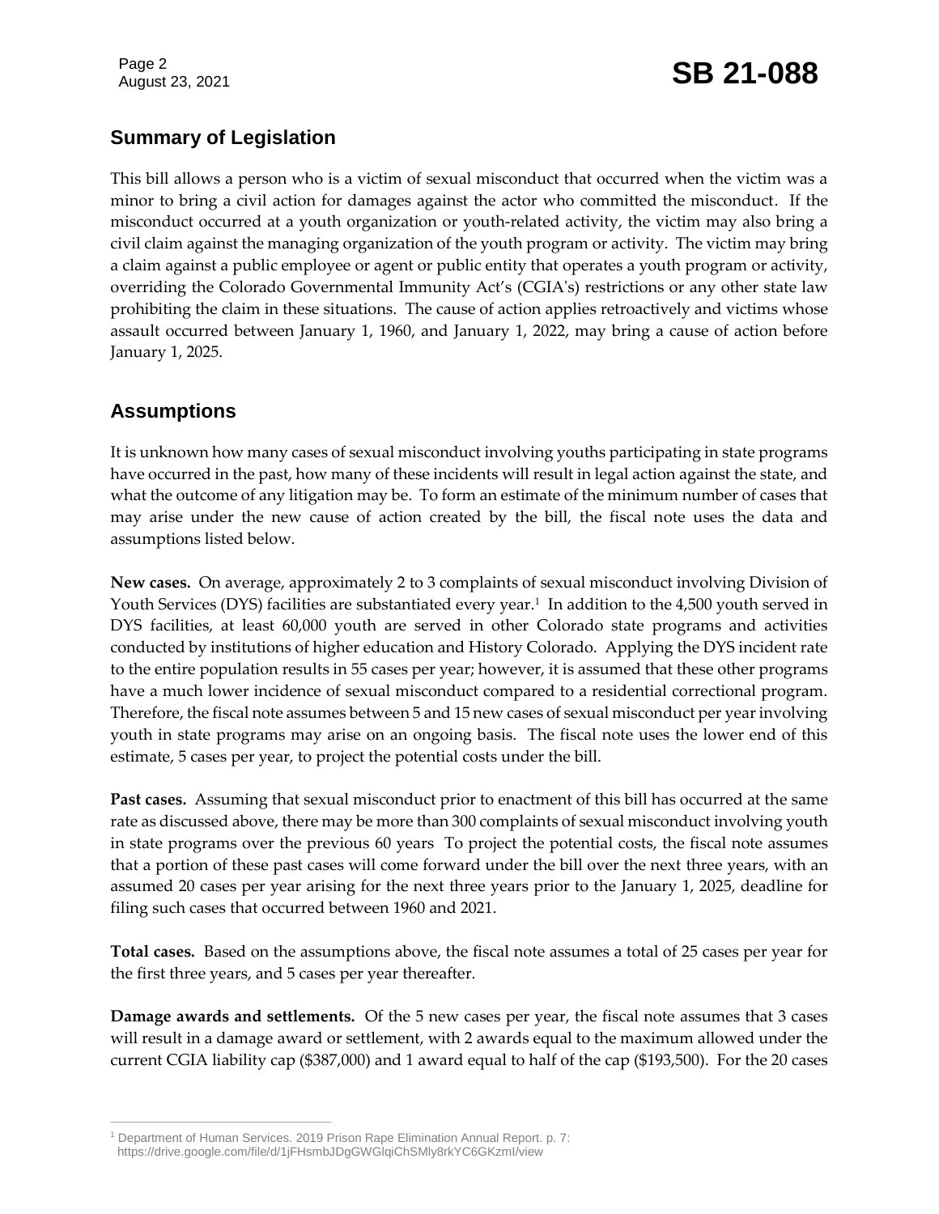## Summary of Legislation

This bill allows a person who is a victim of sexual misconduct that occurred when the victim was a minor to bring a civil action for damages against the actor who committed the misconduct. If the misconduct occurred at a youth organization or youth-related activity, the victim may also bring a civil claim against the managing organization of the youth program or activity. The victim may bring a claim against a public employee or agent or public entity that operates a youth program or activity, overriding the Colorado Governmental Immunity Act's (CGIA's) restrictions or any other state law prohibiting the claim in these situations. The cause of action applies retroactively and victims whose assault occurred between January 1, 1960, and January 1, 2022, may bring a cause of action before January 1, 2025.

## Assumptions

It is unknown how many cases of sexual misconduct involving youths participating in state programs have occurred in the past, how many of these incidents will result in legal action against the state, and what the outcome of any litigation may be. To form an estimate of the minimum number of cases that may arise under the new cause of action created by the bill, the fiscal note uses the data and assumptions listed below.

**New cases.** On average, approximately 2 to 3 complaints of sexual misconduct involving Division of Youth Services (DYS) facilities are substantiated every year.[1] In addition to the 4,500 youth served in DYS facilities, at least 60,000 youth are served in other Colorado state programs and activities conducted by institutions of higher education and History Colorado. Applying the DYS incident rate to the entire population results in 55 cases per year; however, it is assumed that these other programs have a much lower incidence of sexual misconduct compared to a residential correctional program. Therefore, the fiscal note assumes between 5 and 15 new cases of sexual misconduct per year involving youth in state programs may arise on an ongoing basis. The fiscal note uses the lower end of this estimate, 5 cases per year, to project the potential costs under the bill.

**Past cases.** Assuming that sexual misconduct prior to enactment of this bill has occurred at the same rate as discussed above, there may be more than 300 complaints of sexual misconduct involving youth in state programs over the previous 60 years To project the potential costs, the fiscal note assumes that a portion of these past cases will come forward under the bill over the next three years, with an assumed 20 cases per year arising for the next three years prior to the January 1, 2025, deadline for filing such cases that occurred between 1960 and 2021.

**Total cases.** Based on the assumptions above, the fiscal note assumes a total of 25 cases per year for the first three years, and 5 cases per year thereafter.

**Damage awards and settlements.** Of the 5 new cases per year, the fiscal note assumes that 3 cases will result in a damage award or settlement, with 2 awards equal to the maximum allowed under the current CGIA liability cap ($387,000) and 1 award equal to half of the cap ($193,500). For the 20 cases

[1] Department of Human Services. 2019 Prison Rape Elimination Annual Report. p. 7: https://drive.google.com/file/d/1jFHsmbJDgGWGlqiChSMly8rkYC6GKzmI/view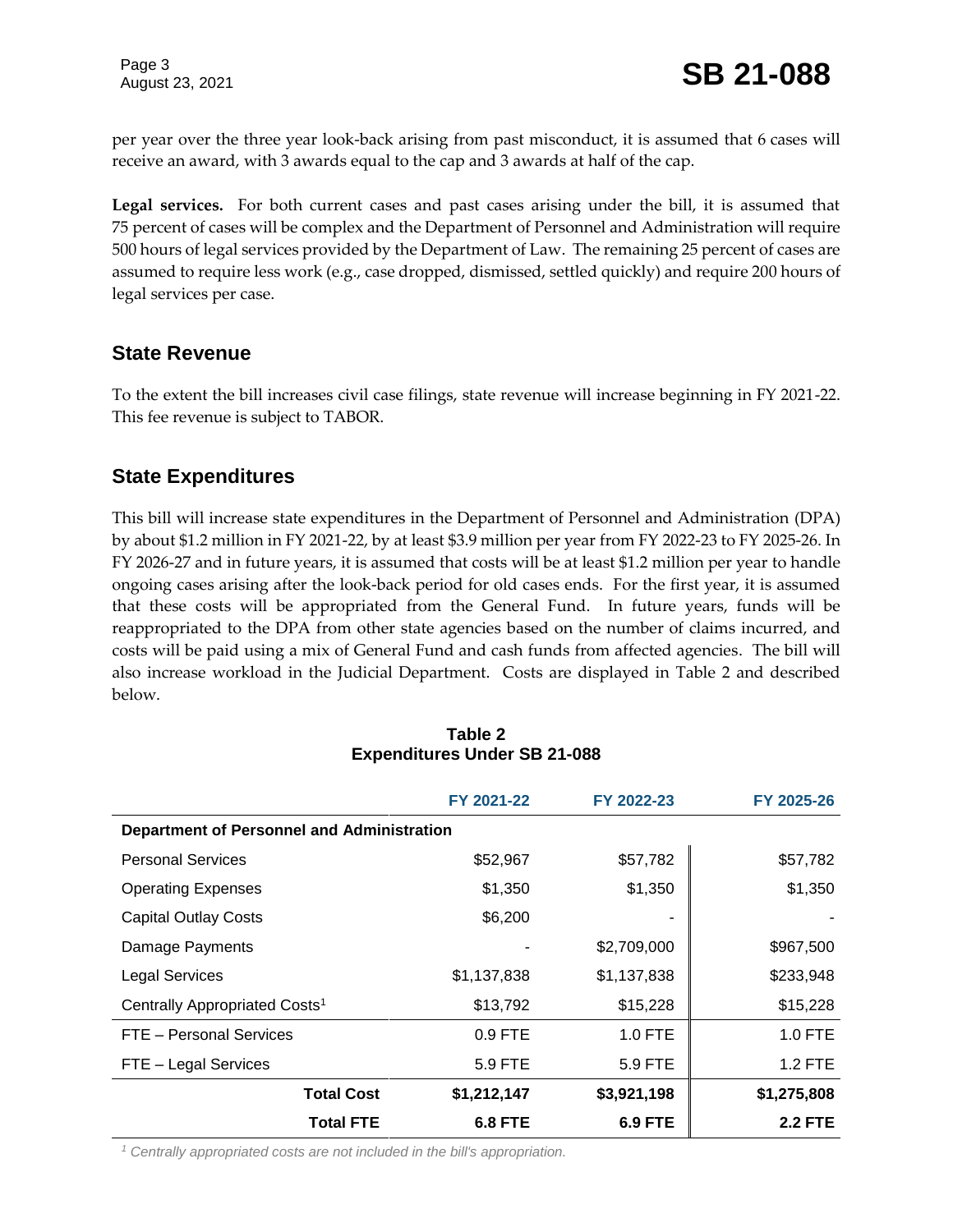per year over the three year look-back arising from past misconduct, it is assumed that 6 cases will receive an award, with 3 awards equal to the cap and 3 awards at half of the cap.

**Legal services.** For both current cases and past cases arising under the bill, it is assumed that 75 percent of cases will be complex and the Department of Personnel and Administration will require 500 hours of legal services provided by the Department of Law. The remaining 25 percent of cases are assumed to require less work (e.g., case dropped, dismissed, settled quickly) and require 200 hours of legal services per case.

## State Revenue

To the extent the bill increases civil case filings, state revenue will increase beginning in FY 2021-22. This fee revenue is subject to TABOR.

## State Expenditures

This bill will increase state expenditures in the Department of Personnel and Administration (DPA) by about $1.2 million in FY 2021-22, by at least $3.9 million per year from FY 2022-23 to FY 2025-26. In FY 2026-27 and in future years, it is assumed that costs will be at least $1.2 million per year to handle ongoing cases arising after the look-back period for old cases ends. For the first year, it is assumed that these costs will be appropriated from the General Fund. In future years, funds will be reappropriated to the DPA from other state agencies based on the number of claims incurred, and costs will be paid using a mix of General Fund and cash funds from affected agencies. The bill will also increase workload in the Judicial Department. Costs are displayed in Table 2 and described below.

**Table 2**
**Expenditures Under SB 21-088**

| | FY 2021-22 | FY 2022-23 | FY 2025-26 |
|---|---|---|---|
| **Department of Personnel and Administration** | | | |
| Personal Services | $52,967 | $57,782 | $57,782 |
| Operating Expenses | $1,350 | $1,350 | $1,350 |
| Capital Outlay Costs | $6,200 | - | - |
| Damage Payments | - | $2,709,000 | $967,500 |
| Legal Services | $1,137,838 | $1,137,838 | $233,948 |
| Centrally Appropriated Costs[1] | $13,792 | $15,228 | $15,228 |
| FTE – Personal Services | 0.9 FTE | 1.0 FTE | 1.0 FTE |
| FTE – Legal Services | 5.9 FTE | 5.9 FTE | 1.2 FTE |
| **Total Cost** | **$1,212,147** | **$3,921,198** | **$1,275,808** |
| **Total FTE** | **6.8 FTE** | **6.9 FTE** | **2.2 FTE** |

*[1] Centrally appropriated costs are not included in the bill's appropriation.*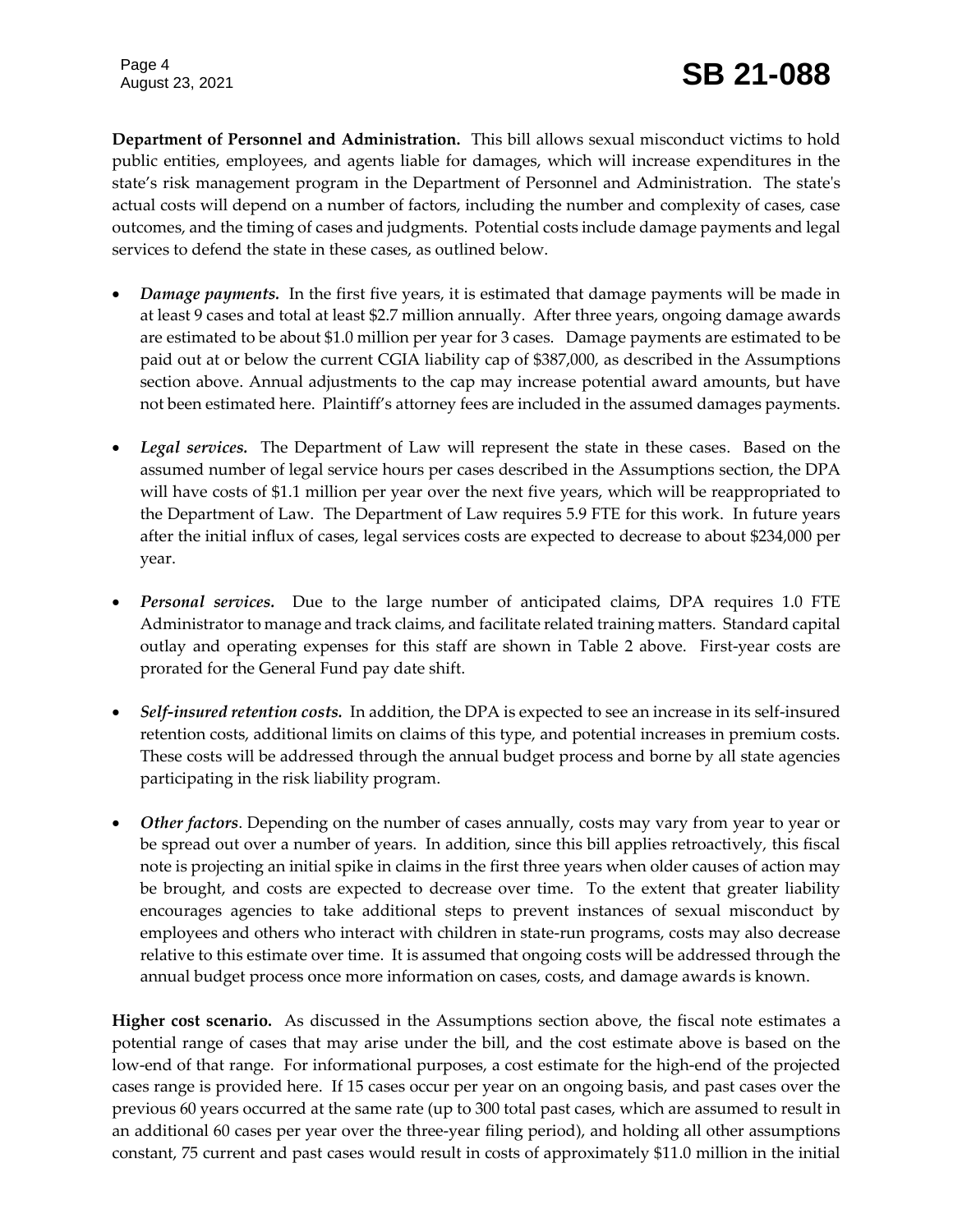**Department of Personnel and Administration.** This bill allows sexual misconduct victims to hold public entities, employees, and agents liable for damages, which will increase expenditures in the state's risk management program in the Department of Personnel and Administration. The state's actual costs will depend on a number of factors, including the number and complexity of cases, case outcomes, and the timing of cases and judgments. Potential costs include damage payments and legal services to defend the state in these cases, as outlined below.

- ***Damage payments.*** In the first five years, it is estimated that damage payments will be made in at least 9 cases and total at least $2.7 million annually. After three years, ongoing damage awards are estimated to be about $1.0 million per year for 3 cases. Damage payments are estimated to be paid out at or below the current CGIA liability cap of $387,000, as described in the Assumptions section above. Annual adjustments to the cap may increase potential award amounts, but have not been estimated here. Plaintiff's attorney fees are included in the assumed damages payments.

- ***Legal services.*** The Department of Law will represent the state in these cases. Based on the assumed number of legal service hours per cases described in the Assumptions section, the DPA will have costs of $1.1 million per year over the next five years, which will be reappropriated to the Department of Law. The Department of Law requires 5.9 FTE for this work. In future years after the initial influx of cases, legal services costs are expected to decrease to about $234,000 per year.

- ***Personal services.*** Due to the large number of anticipated claims, DPA requires 1.0 FTE Administrator to manage and track claims, and facilitate related training matters. Standard capital outlay and operating expenses for this staff are shown in Table 2 above. First-year costs are prorated for the General Fund pay date shift.

- ***Self-insured retention costs.*** In addition, the DPA is expected to see an increase in its self-insured retention costs, additional limits on claims of this type, and potential increases in premium costs. These costs will be addressed through the annual budget process and borne by all state agencies participating in the risk liability program.

- ***Other factors***. Depending on the number of cases annually, costs may vary from year to year or be spread out over a number of years. In addition, since this bill applies retroactively, this fiscal note is projecting an initial spike in claims in the first three years when older causes of action may be brought, and costs are expected to decrease over time. To the extent that greater liability encourages agencies to take additional steps to prevent instances of sexual misconduct by employees and others who interact with children in state-run programs, costs may also decrease relative to this estimate over time. It is assumed that ongoing costs will be addressed through the annual budget process once more information on cases, costs, and damage awards is known.

**Higher cost scenario.** As discussed in the Assumptions section above, the fiscal note estimates a potential range of cases that may arise under the bill, and the cost estimate above is based on the low-end of that range. For informational purposes, a cost estimate for the high-end of the projected cases range is provided here. If 15 cases occur per year on an ongoing basis, and past cases over the previous 60 years occurred at the same rate (up to 300 total past cases, which are assumed to result in an additional 60 cases per year over the three-year filing period), and holding all other assumptions constant, 75 current and past cases would result in costs of approximately $11.0 million in the initial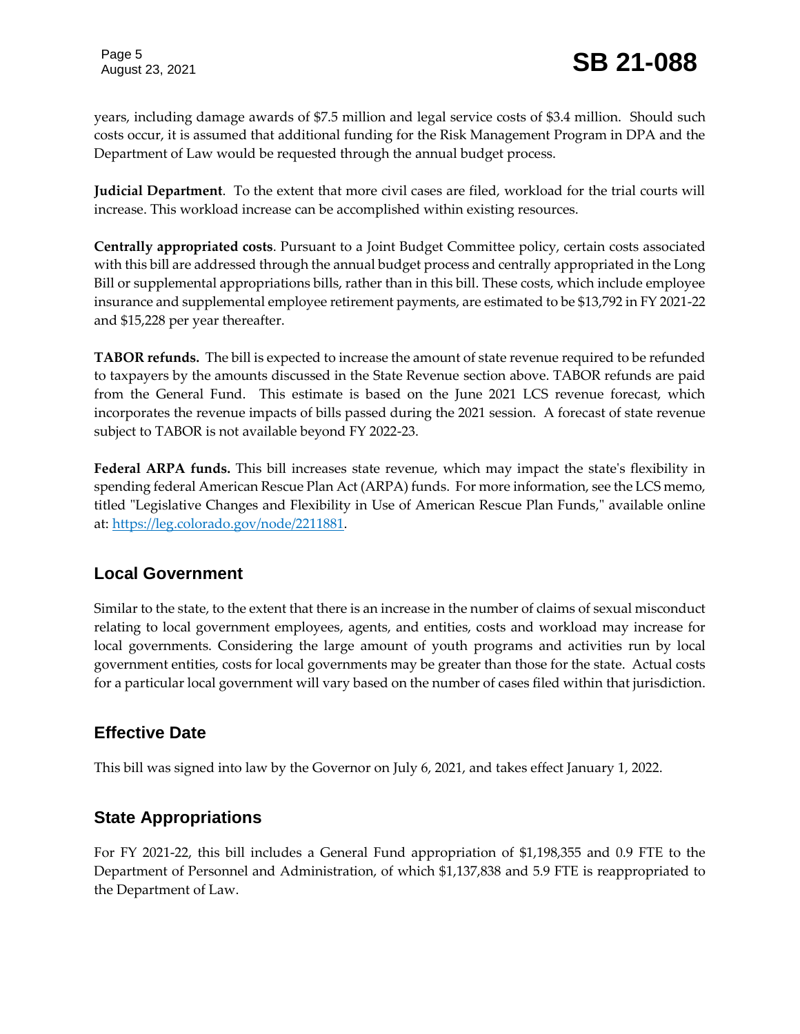years, including damage awards of $7.5 million and legal service costs of $3.4 million. Should such costs occur, it is assumed that additional funding for the Risk Management Program in DPA and the Department of Law would be requested through the annual budget process.

**Judicial Department**. To the extent that more civil cases are filed, workload for the trial courts will increase. This workload increase can be accomplished within existing resources.

**Centrally appropriated costs**. Pursuant to a Joint Budget Committee policy, certain costs associated with this bill are addressed through the annual budget process and centrally appropriated in the Long Bill or supplemental appropriations bills, rather than in this bill. These costs, which include employee insurance and supplemental employee retirement payments, are estimated to be $13,792 in FY 2021-22 and $15,228 per year thereafter.

**TABOR refunds.** The bill is expected to increase the amount of state revenue required to be refunded to taxpayers by the amounts discussed in the State Revenue section above. TABOR refunds are paid from the General Fund. This estimate is based on the June 2021 LCS revenue forecast, which incorporates the revenue impacts of bills passed during the 2021 session. A forecast of state revenue subject to TABOR is not available beyond FY 2022-23.

**Federal ARPA funds.** This bill increases state revenue, which may impact the state's flexibility in spending federal American Rescue Plan Act (ARPA) funds. For more information, see the LCS memo, titled "Legislative Changes and Flexibility in Use of American Rescue Plan Funds," available online at: [https://leg.colorado.gov/node/2211881](https://leg.colorado.gov/node/2211881).

## Local Government

Similar to the state, to the extent that there is an increase in the number of claims of sexual misconduct relating to local government employees, agents, and entities, costs and workload may increase for local governments. Considering the large amount of youth programs and activities run by local government entities, costs for local governments may be greater than those for the state. Actual costs for a particular local government will vary based on the number of cases filed within that jurisdiction.

## Effective Date

This bill was signed into law by the Governor on July 6, 2021, and takes effect January 1, 2022.

## State Appropriations

For FY 2021-22, this bill includes a General Fund appropriation of $1,198,355 and 0.9 FTE to the Department of Personnel and Administration, of which $1,137,838 and 5.9 FTE is reappropriated to the Department of Law.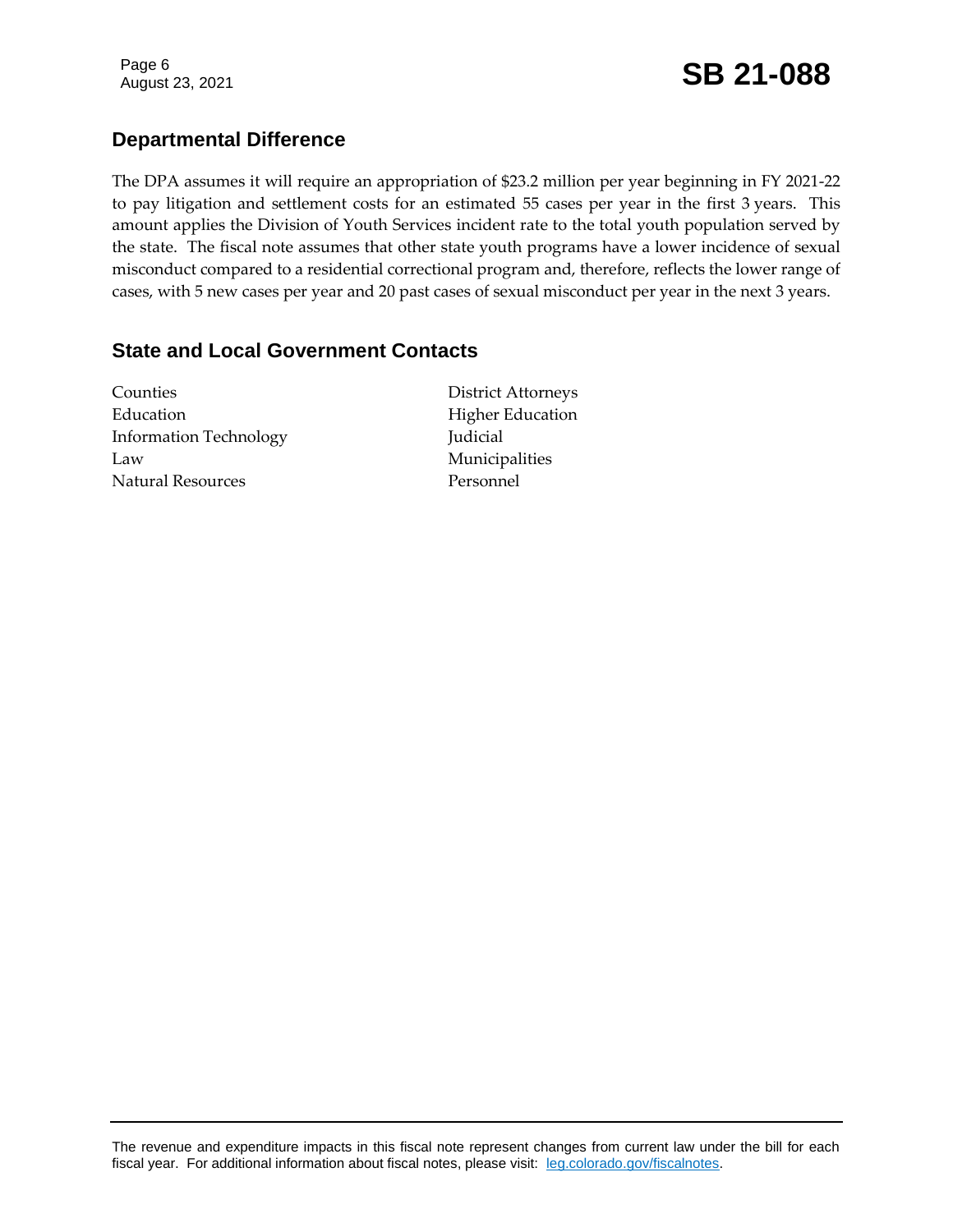## Departmental Difference

The DPA assumes it will require an appropriation of $23.2 million per year beginning in FY 2021-22 to pay litigation and settlement costs for an estimated 55 cases per year in the first 3 years. This amount applies the Division of Youth Services incident rate to the total youth population served by the state. The fiscal note assumes that other state youth programs have a lower incidence of sexual misconduct compared to a residential correctional program and, therefore, reflects the lower range of cases, with 5 new cases per year and 20 past cases of sexual misconduct per year in the next 3 years.

## State and Local Government Contacts

| | |
|---|---|
| Counties | District Attorneys |
| Education | Higher Education |
| Information Technology | Judicial |
| Law | Municipalities |
| Natural Resources | Personnel |

The revenue and expenditure impacts in this fiscal note represent changes from current law under the bill for each fiscal year. For additional information about fiscal notes, please visit: leg.colorado.gov/fiscalnotes.